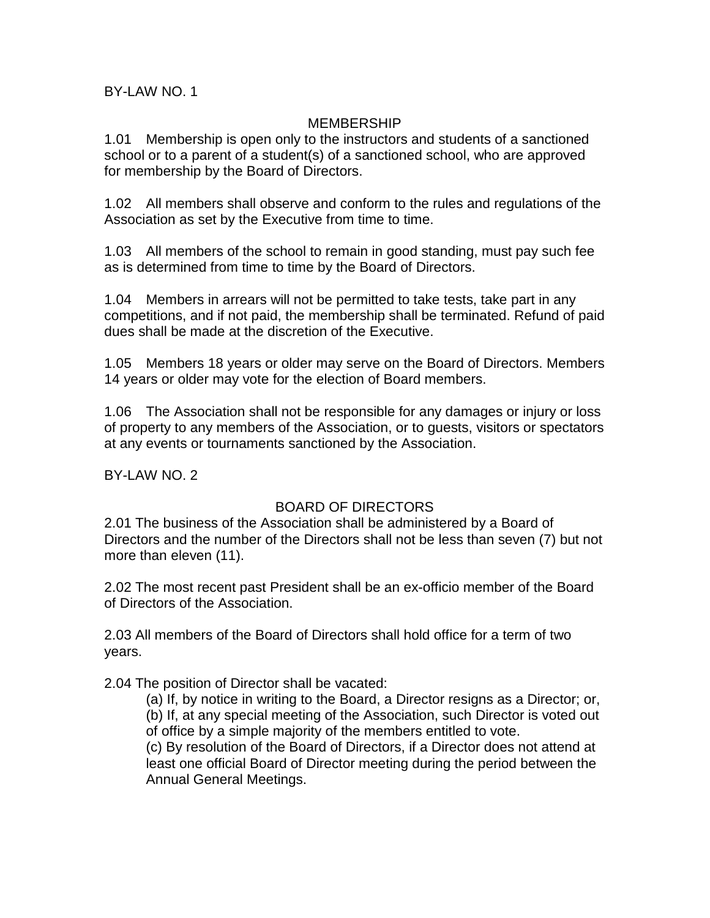BY-LAW NO. 1

## MEMBERSHIP

1.01 Membership is open only to the instructors and students of a sanctioned school or to a parent of a student(s) of a sanctioned school, who are approved for membership by the Board of Directors.

1.02 All members shall observe and conform to the rules and regulations of the Association as set by the Executive from time to time.

1.03 All members of the school to remain in good standing, must pay such fee as is determined from time to time by the Board of Directors.

1.04 Members in arrears will not be permitted to take tests, take part in any competitions, and if not paid, the membership shall be terminated. Refund of paid dues shall be made at the discretion of the Executive.

1.05 Members 18 years or older may serve on the Board of Directors. Members 14 years or older may vote for the election of Board members.

1.06 The Association shall not be responsible for any damages or injury or loss of property to any members of the Association, or to guests, visitors or spectators at any events or tournaments sanctioned by the Association.

BY-LAW NO. 2

## BOARD OF DIRECTORS

2.01 The business of the Association shall be administered by a Board of Directors and the number of the Directors shall not be less than seven (7) but not more than eleven (11).

2.02 The most recent past President shall be an ex-officio member of the Board of Directors of the Association.

2.03 All members of the Board of Directors shall hold office for a term of two years.

2.04 The position of Director shall be vacated:

(a) If, by notice in writing to the Board, a Director resigns as a Director; or,
(b) If, at any special meeting of the Association, such Director is voted out of office by a simple majority of the members entitled to vote.
(c) By resolution of the Board of Directors, if a Director does not attend at least one official Board of Director meeting during the period between the Annual General Meetings.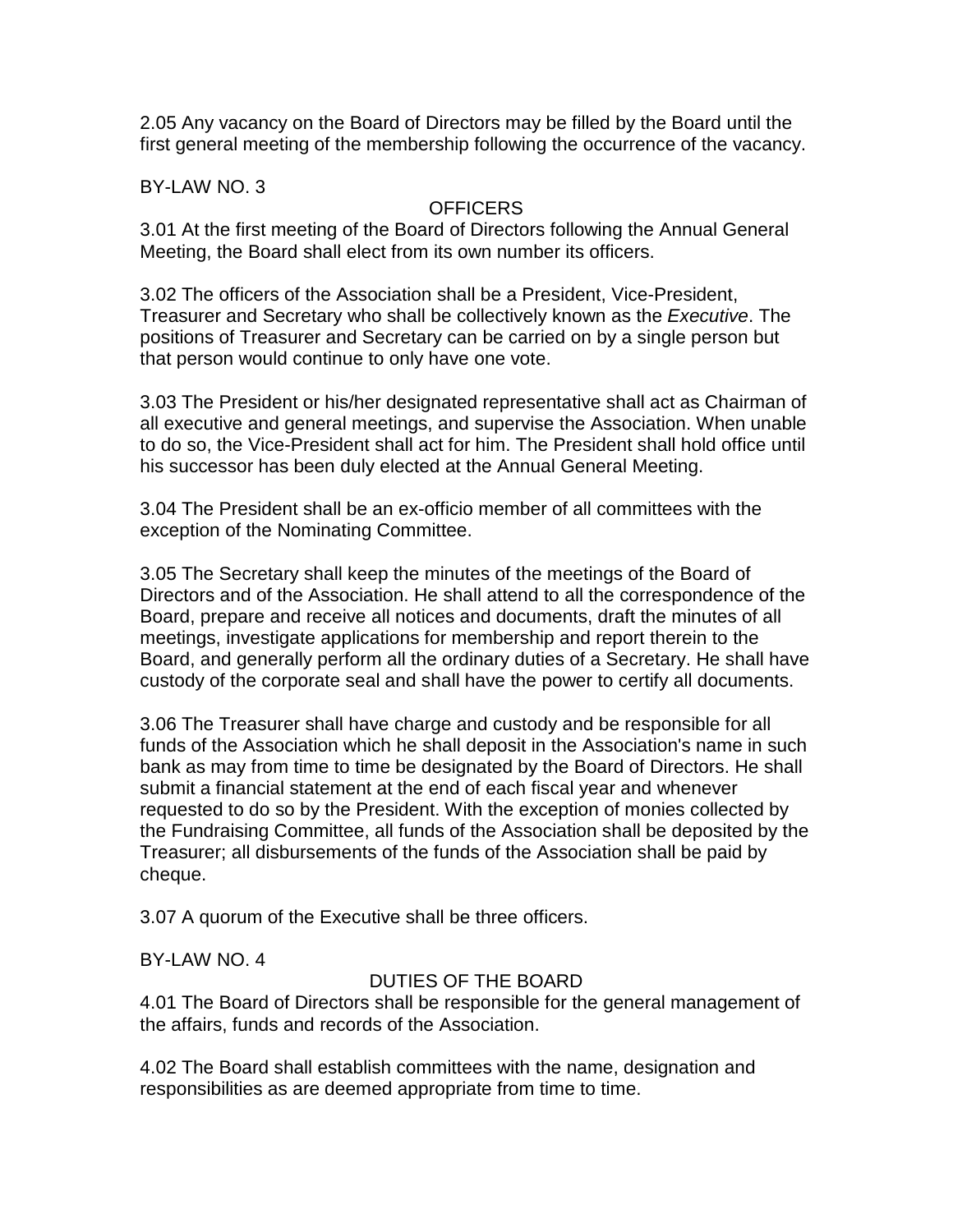2.05 Any vacancy on the Board of Directors may be filled by the Board until the first general meeting of the membership following the occurrence of the vacancy.

BY-LAW NO. 3

## OFFICERS

3.01 At the first meeting of the Board of Directors following the Annual General Meeting, the Board shall elect from its own number its officers.

3.02 The officers of the Association shall be a President, Vice-President, Treasurer and Secretary who shall be collectively known as the *Executive*. The positions of Treasurer and Secretary can be carried on by a single person but that person would continue to only have one vote.

3.03 The President or his/her designated representative shall act as Chairman of all executive and general meetings, and supervise the Association. When unable to do so, the Vice-President shall act for him. The President shall hold office until his successor has been duly elected at the Annual General Meeting.

3.04 The President shall be an ex-officio member of all committees with the exception of the Nominating Committee.

3.05 The Secretary shall keep the minutes of the meetings of the Board of Directors and of the Association. He shall attend to all the correspondence of the Board, prepare and receive all notices and documents, draft the minutes of all meetings, investigate applications for membership and report therein to the Board, and generally perform all the ordinary duties of a Secretary. He shall have custody of the corporate seal and shall have the power to certify all documents.

3.06 The Treasurer shall have charge and custody and be responsible for all funds of the Association which he shall deposit in the Association's name in such bank as may from time to time be designated by the Board of Directors. He shall submit a financial statement at the end of each fiscal year and whenever requested to do so by the President. With the exception of monies collected by the Fundraising Committee, all funds of the Association shall be deposited by the Treasurer; all disbursements of the funds of the Association shall be paid by cheque.

3.07 A quorum of the Executive shall be three officers.

BY-LAW NO. 4

## DUTIES OF THE BOARD

4.01 The Board of Directors shall be responsible for the general management of the affairs, funds and records of the Association.

4.02 The Board shall establish committees with the name, designation and responsibilities as are deemed appropriate from time to time.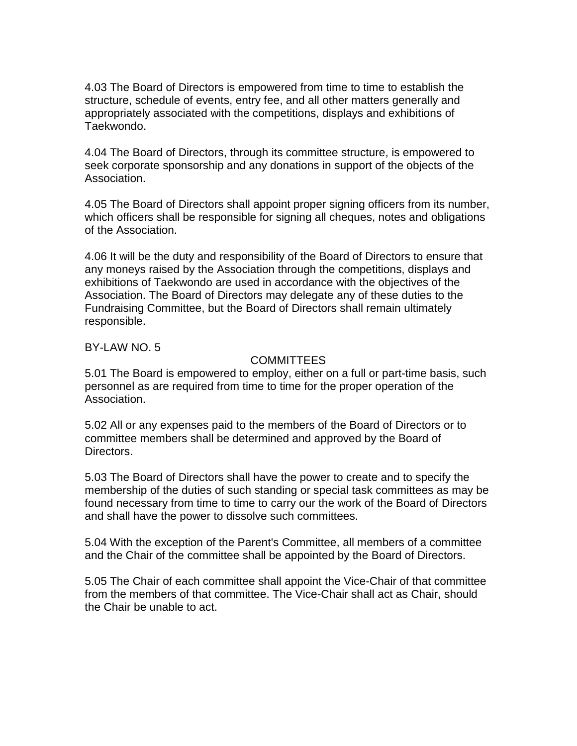4.03 The Board of Directors is empowered from time to time to establish the structure, schedule of events, entry fee, and all other matters generally and appropriately associated with the competitions, displays and exhibitions of Taekwondo.

4.04 The Board of Directors, through its committee structure, is empowered to seek corporate sponsorship and any donations in support of the objects of the Association.

4.05 The Board of Directors shall appoint proper signing officers from its number, which officers shall be responsible for signing all cheques, notes and obligations of the Association.

4.06 It will be the duty and responsibility of the Board of Directors to ensure that any moneys raised by the Association through the competitions, displays and exhibitions of Taekwondo are used in accordance with the objectives of the Association. The Board of Directors may delegate any of these duties to the Fundraising Committee, but the Board of Directors shall remain ultimately responsible.

## BY-LAW NO. 5

### COMMITTEES

5.01 The Board is empowered to employ, either on a full or part-time basis, such personnel as are required from time to time for the proper operation of the Association.

5.02 All or any expenses paid to the members of the Board of Directors or to committee members shall be determined and approved by the Board of Directors.

5.03 The Board of Directors shall have the power to create and to specify the membership of the duties of such standing or special task committees as may be found necessary from time to time to carry our the work of the Board of Directors and shall have the power to dissolve such committees.

5.04 With the exception of the Parent's Committee, all members of a committee and the Chair of the committee shall be appointed by the Board of Directors.

5.05 The Chair of each committee shall appoint the Vice-Chair of that committee from the members of that committee. The Vice-Chair shall act as Chair, should the Chair be unable to act.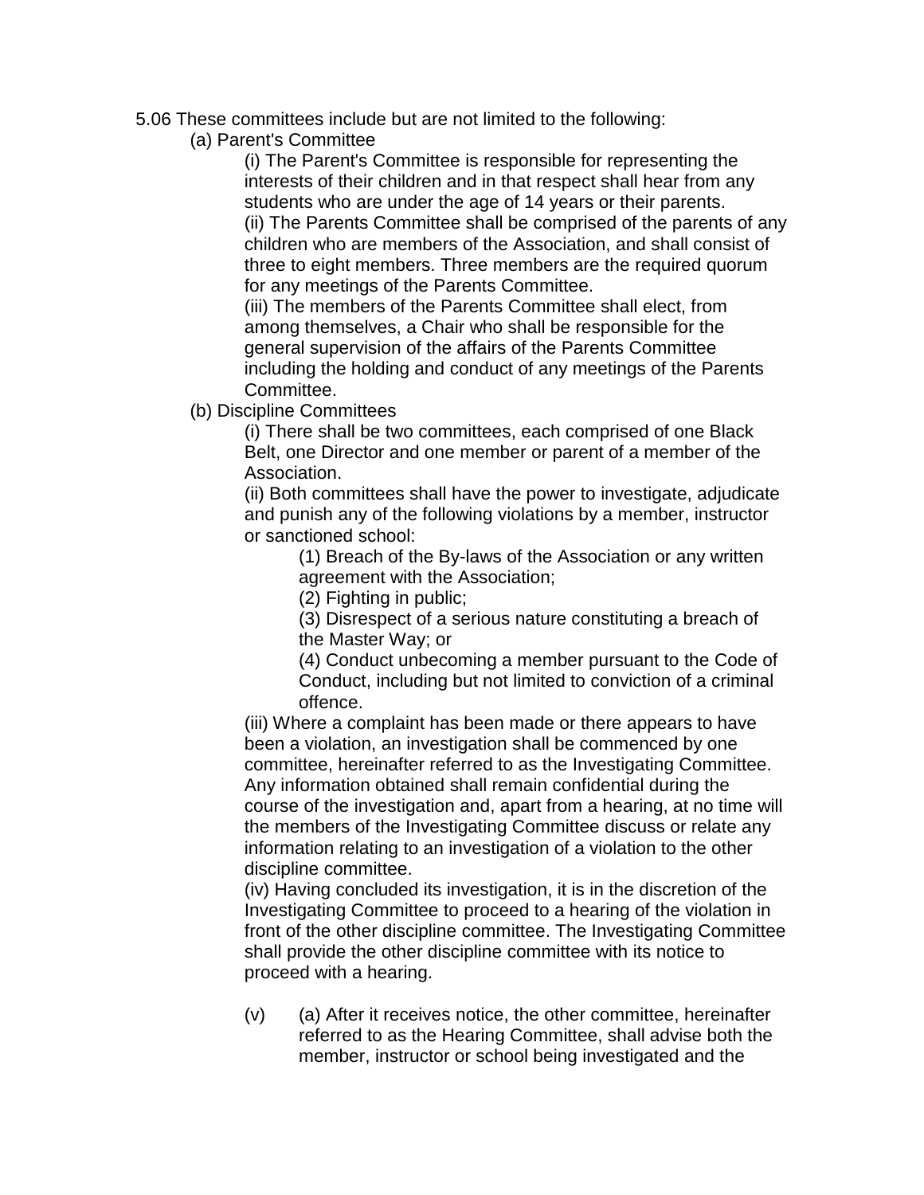5.06 These committees include but are not limited to the following:

(a) Parent's Committee

(i) The Parent's Committee is responsible for representing the interests of their children and in that respect shall hear from any students who are under the age of 14 years or their parents.

(ii) The Parents Committee shall be comprised of the parents of any children who are members of the Association, and shall consist of three to eight members. Three members are the required quorum for any meetings of the Parents Committee.

(iii) The members of the Parents Committee shall elect, from among themselves, a Chair who shall be responsible for the general supervision of the affairs of the Parents Committee including the holding and conduct of any meetings of the Parents Committee.

(b) Discipline Committees

(i) There shall be two committees, each comprised of one Black Belt, one Director and one member or parent of a member of the Association.

(ii) Both committees shall have the power to investigate, adjudicate and punish any of the following violations by a member, instructor or sanctioned school:

(1) Breach of the By-laws of the Association or any written agreement with the Association;

(2) Fighting in public;

(3) Disrespect of a serious nature constituting a breach of the Master Way; or

(4) Conduct unbecoming a member pursuant to the Code of Conduct, including but not limited to conviction of a criminal offence.

(iii) Where a complaint has been made or there appears to have been a violation, an investigation shall be commenced by one committee, hereinafter referred to as the Investigating Committee. Any information obtained shall remain confidential during the course of the investigation and, apart from a hearing, at no time will the members of the Investigating Committee discuss or relate any information relating to an investigation of a violation to the other discipline committee.

(iv) Having concluded its investigation, it is in the discretion of the Investigating Committee to proceed to a hearing of the violation in front of the other discipline committee. The Investigating Committee shall provide the other discipline committee with its notice to proceed with a hearing.

(v) (a) After it receives notice, the other committee, hereinafter referred to as the Hearing Committee, shall advise both the member, instructor or school being investigated and the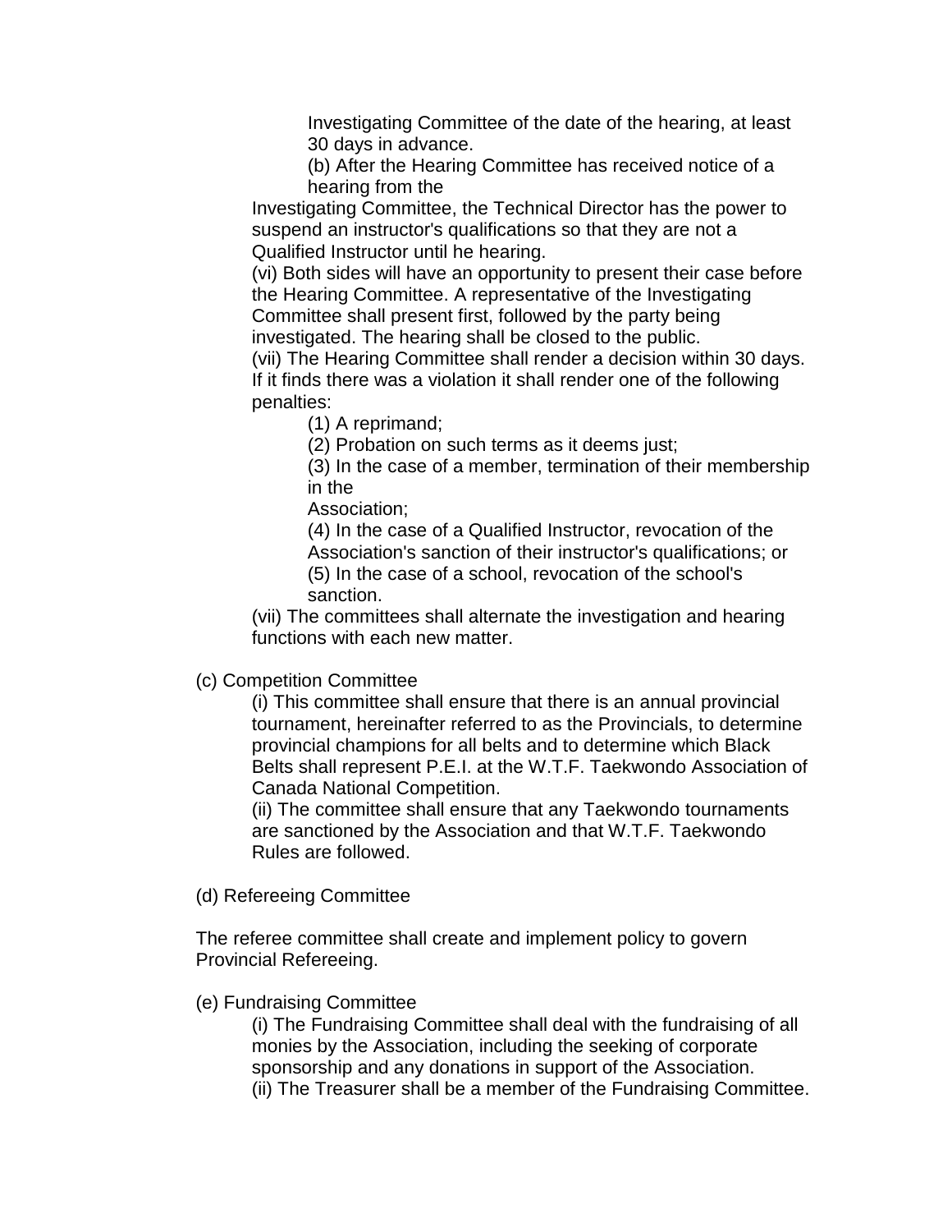Investigating Committee of the date of the hearing, at least 30 days in advance.

(b) After the Hearing Committee has received notice of a hearing from the Investigating Committee, the Technical Director has the power to suspend an instructor's qualifications so that they are not a Qualified Instructor until he hearing.

(vi) Both sides will have an opportunity to present their case before the Hearing Committee. A representative of the Investigating Committee shall present first, followed by the party being investigated. The hearing shall be closed to the public.

(vii) The Hearing Committee shall render a decision within 30 days. If it finds there was a violation it shall render one of the following penalties:

(1) A reprimand;

(2) Probation on such terms as it deems just;

(3) In the case of a member, termination of their membership in the Association;

(4) In the case of a Qualified Instructor, revocation of the Association's sanction of their instructor's qualifications; or

(5) In the case of a school, revocation of the school's sanction.

(vii) The committees shall alternate the investigation and hearing functions with each new matter.

(c) Competition Committee

(i) This committee shall ensure that there is an annual provincial tournament, hereinafter referred to as the Provincials, to determine provincial champions for all belts and to determine which Black Belts shall represent P.E.I. at the W.T.F. Taekwondo Association of Canada National Competition.

(ii) The committee shall ensure that any Taekwondo tournaments are sanctioned by the Association and that W.T.F. Taekwondo Rules are followed.

(d) Refereeing Committee

The referee committee shall create and implement policy to govern Provincial Refereeing.

(e) Fundraising Committee

(i) The Fundraising Committee shall deal with the fundraising of all monies by the Association, including the seeking of corporate sponsorship and any donations in support of the Association.

(ii) The Treasurer shall be a member of the Fundraising Committee.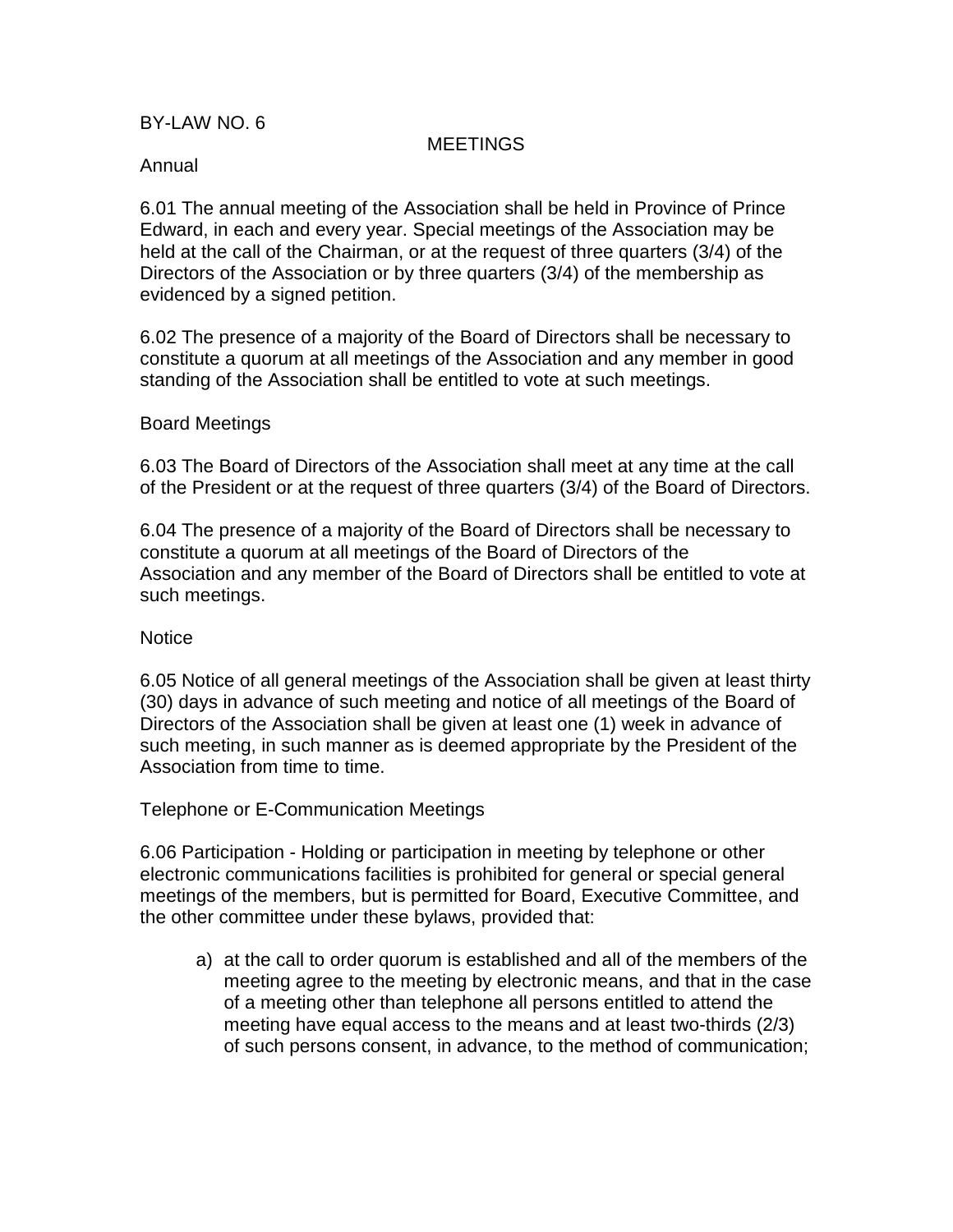BY-LAW NO. 6

## MEETINGS

Annual

6.01 The annual meeting of the Association shall be held in Province of Prince Edward, in each and every year. Special meetings of the Association may be held at the call of the Chairman, or at the request of three quarters (3/4) of the Directors of the Association or by three quarters (3/4) of the membership as evidenced by a signed petition.

6.02 The presence of a majority of the Board of Directors shall be necessary to constitute a quorum at all meetings of the Association and any member in good standing of the Association shall be entitled to vote at such meetings.

Board Meetings

6.03 The Board of Directors of the Association shall meet at any time at the call of the President or at the request of three quarters (3/4) of the Board of Directors.

6.04 The presence of a majority of the Board of Directors shall be necessary to constitute a quorum at all meetings of the Board of Directors of the Association and any member of the Board of Directors shall be entitled to vote at such meetings.

Notice

6.05 Notice of all general meetings of the Association shall be given at least thirty (30) days in advance of such meeting and notice of all meetings of the Board of Directors of the Association shall be given at least one (1) week in advance of such meeting, in such manner as is deemed appropriate by the President of the Association from time to time.

Telephone or E-Communication Meetings

6.06 Participation - Holding or participation in meeting by telephone or other electronic communications facilities is prohibited for general or special general meetings of the members, but is permitted for Board, Executive Committee, and the other committee under these bylaws, provided that:

a) at the call to order quorum is established and all of the members of the meeting agree to the meeting by electronic means, and that in the case of a meeting other than telephone all persons entitled to attend the meeting have equal access to the means and at least two-thirds (2/3) of such persons consent, in advance, to the method of communication;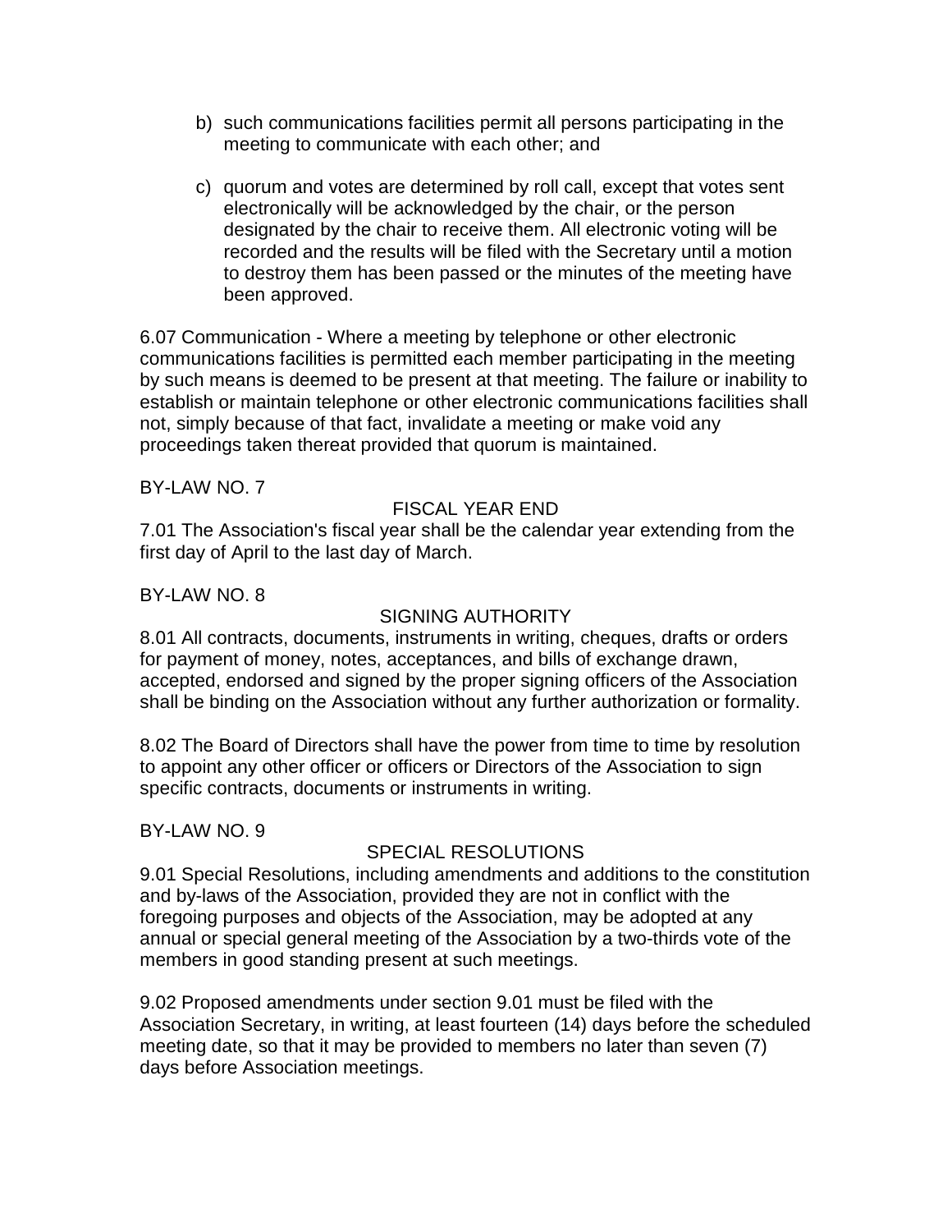b) such communications facilities permit all persons participating in the meeting to communicate with each other; and

c) quorum and votes are determined by roll call, except that votes sent electronically will be acknowledged by the chair, or the person designated by the chair to receive them. All electronic voting will be recorded and the results will be filed with the Secretary until a motion to destroy them has been passed or the minutes of the meeting have been approved.

6.07 Communication - Where a meeting by telephone or other electronic communications facilities is permitted each member participating in the meeting by such means is deemed to be present at that meeting. The failure or inability to establish or maintain telephone or other electronic communications facilities shall not, simply because of that fact, invalidate a meeting or make void any proceedings taken thereat provided that quorum is maintained.

BY-LAW NO. 7

FISCAL YEAR END

7.01 The Association's fiscal year shall be the calendar year extending from the first day of April to the last day of March.

BY-LAW NO. 8

SIGNING AUTHORITY

8.01 All contracts, documents, instruments in writing, cheques, drafts or orders for payment of money, notes, acceptances, and bills of exchange drawn, accepted, endorsed and signed by the proper signing officers of the Association shall be binding on the Association without any further authorization or formality.

8.02 The Board of Directors shall have the power from time to time by resolution to appoint any other officer or officers or Directors of the Association to sign specific contracts, documents or instruments in writing.

BY-LAW NO. 9

SPECIAL RESOLUTIONS

9.01 Special Resolutions, including amendments and additions to the constitution and by-laws of the Association, provided they are not in conflict with the foregoing purposes and objects of the Association, may be adopted at any annual or special general meeting of the Association by a two-thirds vote of the members in good standing present at such meetings.

9.02 Proposed amendments under section 9.01 must be filed with the Association Secretary, in writing, at least fourteen (14) days before the scheduled meeting date, so that it may be provided to members no later than seven (7) days before Association meetings.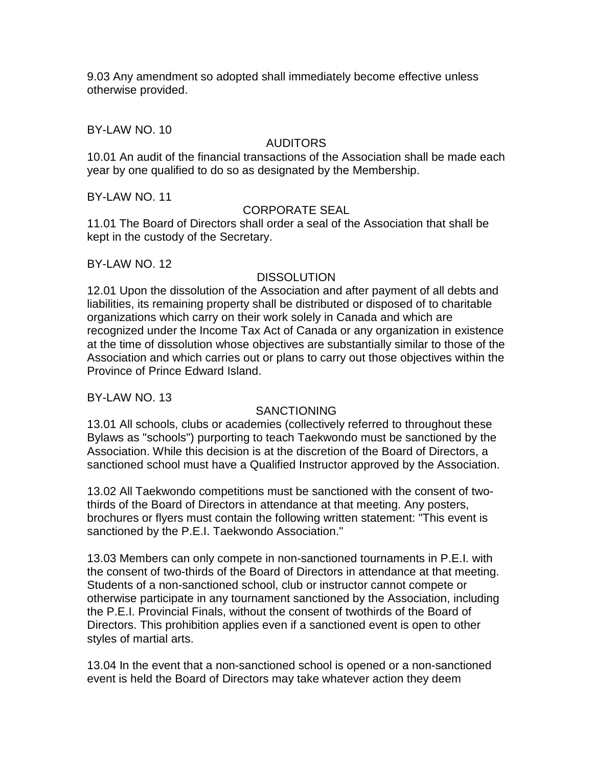9.03 Any amendment so adopted shall immediately become effective unless otherwise provided.

## BY-LAW NO. 10

### AUDITORS

10.01 An audit of the financial transactions of the Association shall be made each year by one qualified to do so as designated by the Membership.

## BY-LAW NO. 11

### CORPORATE SEAL

11.01 The Board of Directors shall order a seal of the Association that shall be kept in the custody of the Secretary.

## BY-LAW NO. 12

### DISSOLUTION

12.01 Upon the dissolution of the Association and after payment of all debts and liabilities, its remaining property shall be distributed or disposed of to charitable organizations which carry on their work solely in Canada and which are recognized under the Income Tax Act of Canada or any organization in existence at the time of dissolution whose objectives are substantially similar to those of the Association and which carries out or plans to carry out those objectives within the Province of Prince Edward Island.

## BY-LAW NO. 13

### SANCTIONING

13.01 All schools, clubs or academies (collectively referred to throughout these Bylaws as "schools") purporting to teach Taekwondo must be sanctioned by the Association. While this decision is at the discretion of the Board of Directors, a sanctioned school must have a Qualified Instructor approved by the Association.

13.02 All Taekwondo competitions must be sanctioned with the consent of two-thirds of the Board of Directors in attendance at that meeting. Any posters, brochures or flyers must contain the following written statement: "This event is sanctioned by the P.E.I. Taekwondo Association."

13.03 Members can only compete in non-sanctioned tournaments in P.E.I. with the consent of two-thirds of the Board of Directors in attendance at that meeting. Students of a non-sanctioned school, club or instructor cannot compete or otherwise participate in any tournament sanctioned by the Association, including the P.E.I. Provincial Finals, without the consent of twothirds of the Board of Directors. This prohibition applies even if a sanctioned event is open to other styles of martial arts.

13.04 In the event that a non-sanctioned school is opened or a non-sanctioned event is held the Board of Directors may take whatever action they deem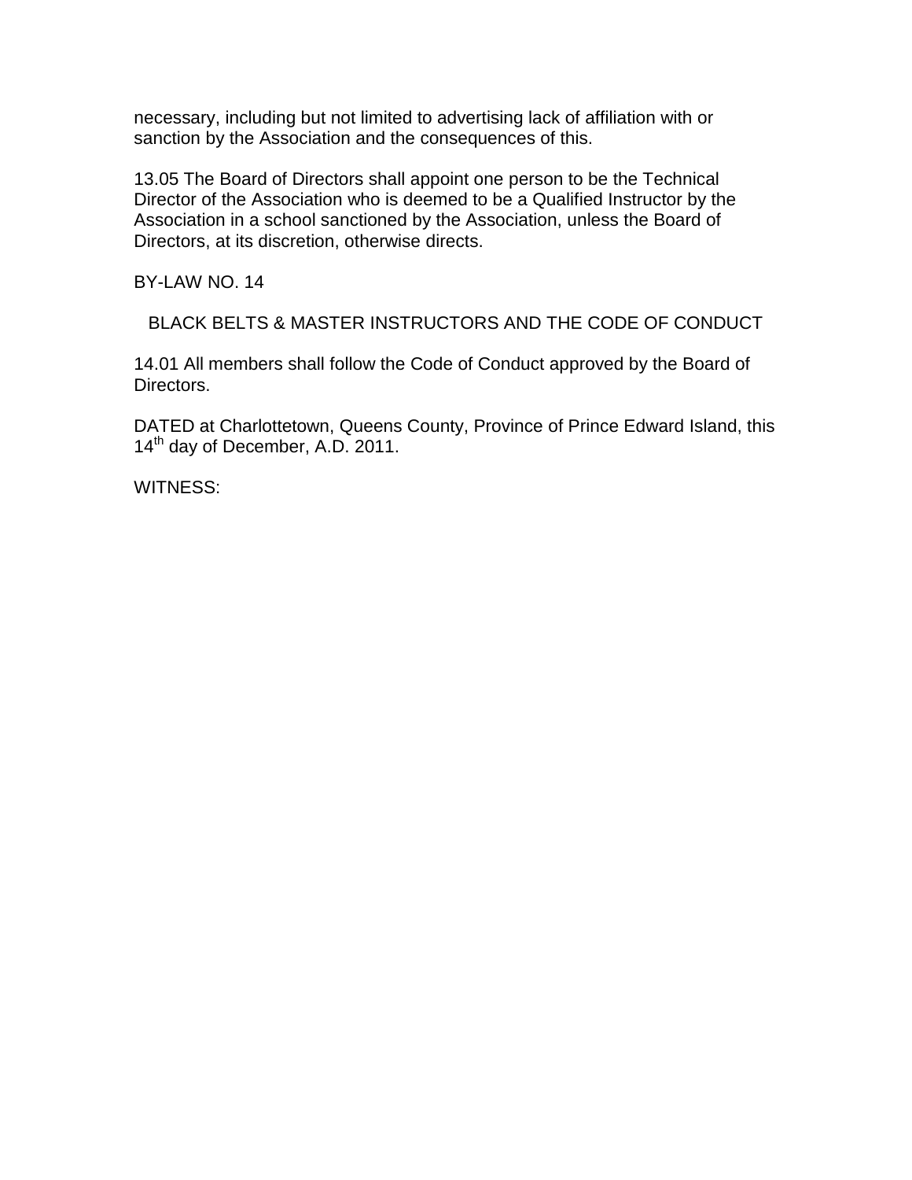necessary, including but not limited to advertising lack of affiliation with or sanction by the Association and the consequences of this.

13.05 The Board of Directors shall appoint one person to be the Technical Director of the Association who is deemed to be a Qualified Instructor by the Association in a school sanctioned by the Association, unless the Board of Directors, at its discretion, otherwise directs.

## BY-LAW NO. 14

### BLACK BELTS & MASTER INSTRUCTORS AND THE CODE OF CONDUCT

14.01 All members shall follow the Code of Conduct approved by the Board of Directors.

DATED at Charlottetown, Queens County, Province of Prince Edward Island, this 14th day of December, A.D. 2011.

WITNESS: